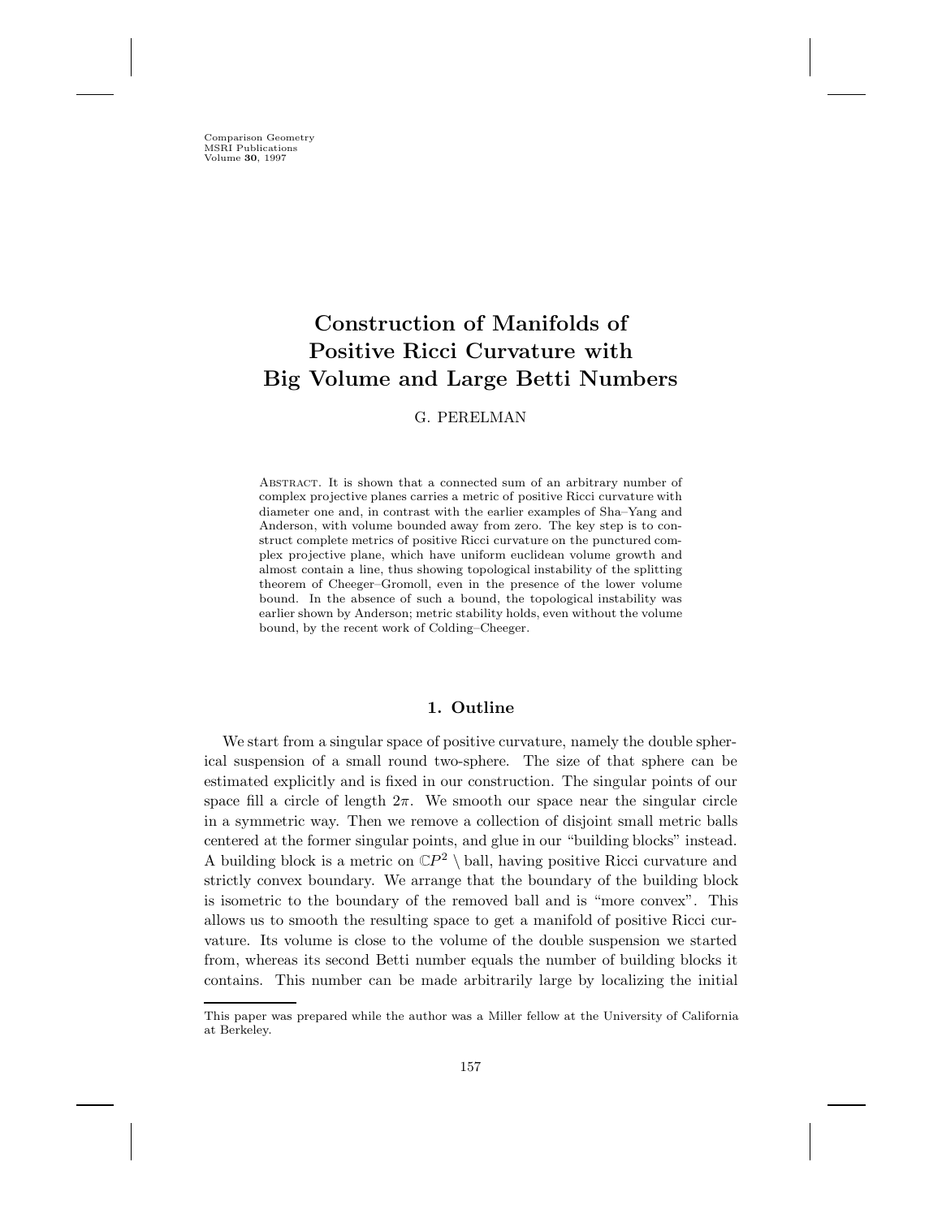# Construction of Manifolds of Positive Ricci Curvature with Big Volume and Large Betti Numbers

G. PERELMAN

ABSTRACT. It is shown that a connected sum of an arbitrary number of complex projective planes carries a metric of positive Ricci curvature with diameter one and, in contrast with the earlier examples of Sha–Yang and Anderson, with volume bounded away from zero. The key step is to construct complete metrics of positive Ricci curvature on the punctured complex projective plane, which have uniform euclidean volume growth and almost contain a line, thus showing topological instability of the splitting theorem of Cheeger–Gromoll, even in the presence of the lower volume bound. In the absence of such a bound, the topological instability was earlier shown by Anderson; metric stability holds, even without the volume bound, by the recent work of Colding–Cheeger.

## 1. Outline

We start from a singular space of positive curvature, namely the double spherical suspension of a small round two-sphere. The size of that sphere can be estimated explicitly and is fixed in our construction. The singular points of our space fill a circle of length $2\pi$. We smooth our space near the singular circle in a symmetric way. Then we remove a collection of disjoint small metric balls centered at the former singular points, and glue in our "building blocks" instead. A building block is a metric on $\mathbb{C}P^2 \setminus$ ball, having positive Ricci curvature and strictly convex boundary. We arrange that the boundary of the building block is isometric to the boundary of the removed ball and is "more convex". This allows us to smooth the resulting space to get a manifold of positive Ricci curvature. Its volume is close to the volume of the double suspension we started from, whereas its second Betti number equals the number of building blocks it contains. This number can be made arbitrarily large by localizing the initial

This paper was prepared while the author was a Miller fellow at the University of California at Berkeley.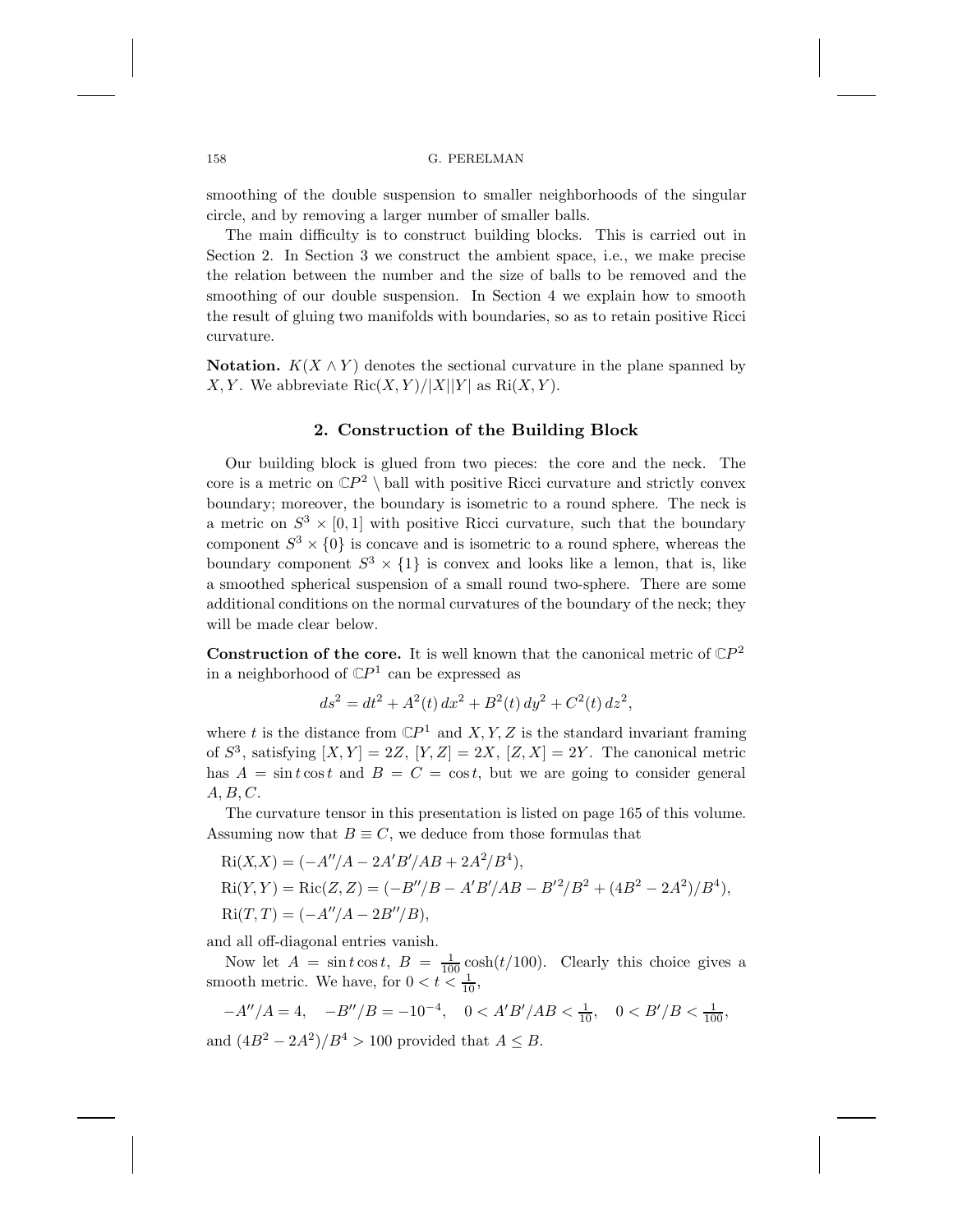smoothing of the double suspension to smaller neighborhoods of the singular circle, and by removing a larger number of smaller balls.

The main difficulty is to construct building blocks. This is carried out in Section 2. In Section 3 we construct the ambient space, i.e., we make precise the relation between the number and the size of balls to be removed and the smoothing of our double suspension. In Section 4 we explain how to smooth the result of gluing two manifolds with boundaries, so as to retain positive Ricci curvature.

**Notation.** $K(X \wedge Y)$ denotes the sectional curvature in the plane spanned by $X, Y$. We abbreviate $\mathrm{Ric}(X,Y)/|X||Y|$ as $\mathrm{Ri}(X,Y)$.

## 2. Construction of the Building Block

Our building block is glued from two pieces: the core and the neck. The core is a metric on $\mathbb{C}P^2 \setminus$ ball with positive Ricci curvature and strictly convex boundary; moreover, the boundary is isometric to a round sphere. The neck is a metric on $S^3 \times [0,1]$ with positive Ricci curvature, such that the boundary component $S^3 \times \{0\}$ is concave and is isometric to a round sphere, whereas the boundary component $S^3 \times \{1\}$ is convex and looks like a lemon, that is, like a smoothed spherical suspension of a small round two-sphere. There are some additional conditions on the normal curvatures of the boundary of the neck; they will be made clear below.

**Construction of the core.** It is well known that the canonical metric of $\mathbb{C}P^2$ in a neighborhood of $\mathbb{C}P^1$ can be expressed as

$$ds^2 = dt^2 + A^2(t)\,dx^2 + B^2(t)\,dy^2 + C^2(t)\,dz^2,$$

where $t$ is the distance from $\mathbb{C}P^1$ and $X, Y, Z$ is the standard invariant framing of $S^3$, satisfying $[X,Y] = 2Z$, $[Y,Z] = 2X$, $[Z,X] = 2Y$. The canonical metric has $A = \sin t \cos t$ and $B = C = \cos t$, but we are going to consider general $A, B, C$.

The curvature tensor in this presentation is listed on page 165 of this volume. Assuming now that $B \equiv C$, we deduce from those formulas that

$$\begin{aligned}
&\mathrm{Ri}(X,X) = (-A''/A - 2A'B'/AB + 2A^2/B^4),\\
&\mathrm{Ri}(Y,Y) = \mathrm{Ric}(Z,Z) = (-B''/B - A'B'/AB - B'^2/B^2 + (4B^2 - 2A^2)/B^4),\\
&\mathrm{Ri}(T,T) = (-A''/A - 2B''/B),
\end{aligned}$$

and all off-diagonal entries vanish.

Now let $A = \sin t \cos t$, $B = \frac{1}{100}\cosh(t/100)$. Clearly this choice gives a smooth metric. We have, for $0 < t < \frac{1}{10}$,

$$-A''/A = 4, \quad -B''/B = -10^{-4}, \quad 0 < A'B'/AB < \tfrac{1}{10}, \quad 0 < B'/B < \tfrac{1}{100},$$

and $(4B^2 - 2A^2)/B^4 > 100$ provided that $A \le B$.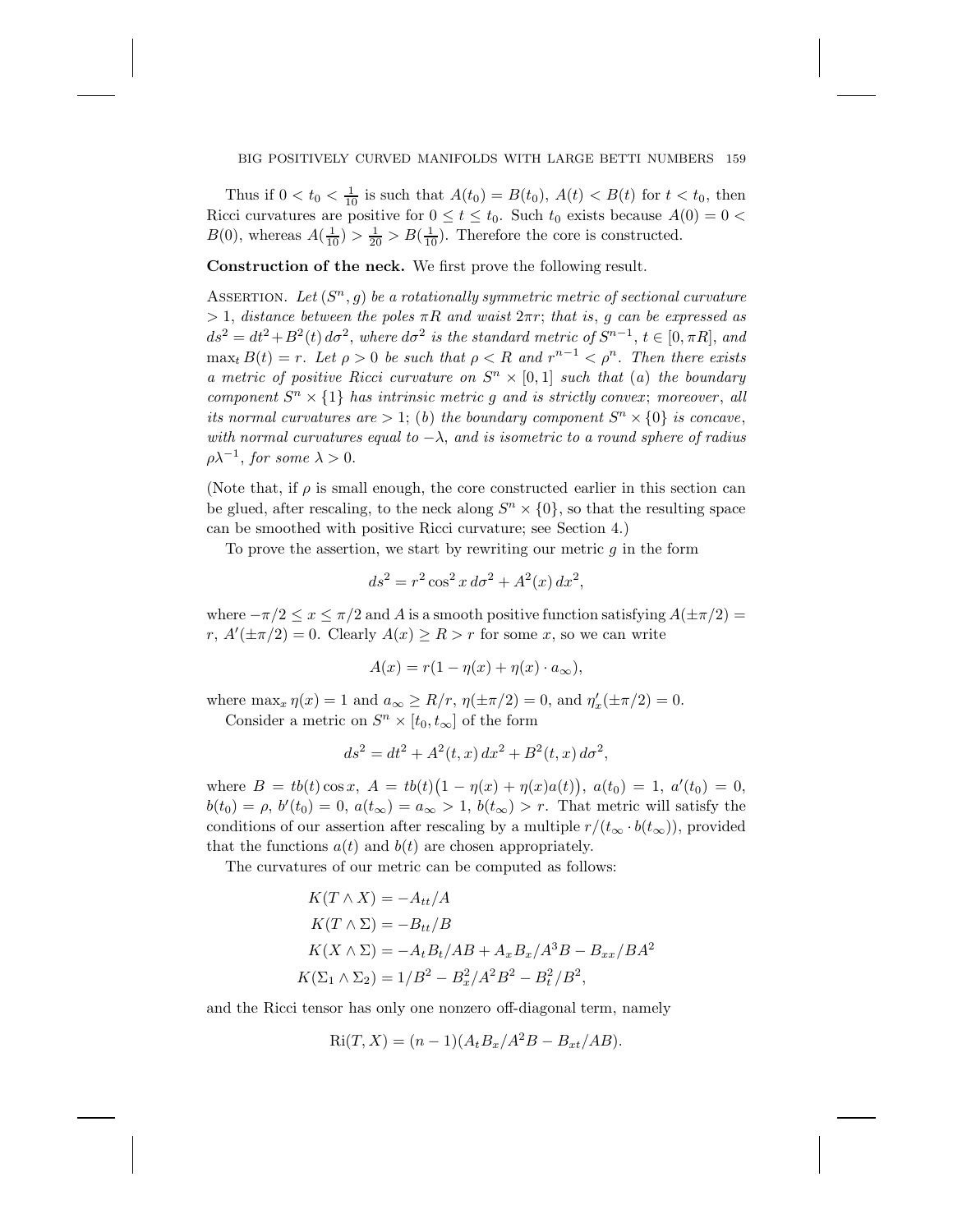Thus if $0 < t_0 < \frac{1}{10}$ is such that $A(t_0) = B(t_0)$, $A(t) < B(t)$ for $t < t_0$, then Ricci curvatures are positive for $0 \le t \le t_0$. Such $t_0$ exists because $A(0) = 0 < B(0)$, whereas $A(\frac{1}{10}) > \frac{1}{20} > B(\frac{1}{10})$. Therefore the core is constructed.

**Construction of the neck.** We first prove the following result.

Assertion. *Let $(S^n, g)$ be a rotationally symmetric metric of sectional curvature $> 1$, distance between the poles $\pi R$ and waist $2\pi r$; that is, $g$ can be expressed as $ds^2 = dt^2 + B^2(t)\, d\sigma^2$, where $d\sigma^2$ is the standard metric of $S^{n-1}$, $t \in [0, \pi R]$, and $\max_t B(t) = r$. Let $\rho > 0$ be such that $\rho < R$ and $r^{n-1} < \rho^n$. Then there exists a metric of positive Ricci curvature on $S^n \times [0,1]$ such that (a) the boundary component $S^n \times \{1\}$ has intrinsic metric $g$ and is strictly convex; moreover, all its normal curvatures are $> 1$; (b) the boundary component $S^n \times \{0\}$ is concave, with normal curvatures equal to $-\lambda$, and is isometric to a round sphere of radius $\rho\lambda^{-1}$, for some $\lambda > 0$.*

(Note that, if $\rho$ is small enough, the core constructed earlier in this section can be glued, after rescaling, to the neck along $S^n \times \{0\}$, so that the resulting space can be smoothed with positive Ricci curvature; see Section 4.)

To prove the assertion, we start by rewriting our metric $g$ in the form

$$ds^2 = r^2 \cos^2 x\, d\sigma^2 + A^2(x)\, dx^2,$$

where $-\pi/2 \le x \le \pi/2$ and $A$ is a smooth positive function satisfying $A(\pm\pi/2) = r$, $A'(\pm\pi/2) = 0$. Clearly $A(x) \ge R > r$ for some $x$, so we can write

$$A(x) = r(1 - \eta(x) + \eta(x) \cdot a_\infty),$$

where $\max_x \eta(x) = 1$ and $a_\infty \ge R/r$, $\eta(\pm\pi/2) = 0$, and $\eta'_x(\pm\pi/2) = 0$.

Consider a metric on $S^n \times [t_0, t_\infty]$ of the form

$$ds^2 = dt^2 + A^2(t,x)\, dx^2 + B^2(t,x)\, d\sigma^2,$$

where $B = tb(t)\cos x$, $A = tb(t)\big(1 - \eta(x) + \eta(x)a(t)\big)$, $a(t_0) = 1$, $a'(t_0) = 0$, $b(t_0) = \rho$, $b'(t_0) = 0$, $a(t_\infty) = a_\infty > 1$, $b(t_\infty) > r$. That metric will satisfy the conditions of our assertion after rescaling by a multiple $r/(t_\infty \cdot b(t_\infty))$, provided that the functions $a(t)$ and $b(t)$ are chosen appropriately.

The curvatures of our metric can be computed as follows:

$$\begin{aligned}
K(T \wedge X) &= -A_{tt}/A \\
K(T \wedge \Sigma) &= -B_{tt}/B \\
K(X \wedge \Sigma) &= -A_t B_t/AB + A_x B_x/A^3 B - B_{xx}/BA^2 \\
K(\Sigma_1 \wedge \Sigma_2) &= 1/B^2 - B_x^2/A^2B^2 - B_t^2/B^2,
\end{aligned}$$

and the Ricci tensor has only one nonzero off-diagonal term, namely

$$\mathrm{Ri}(T, X) = (n-1)(A_t B_x/A^2 B - B_{xt}/AB).$$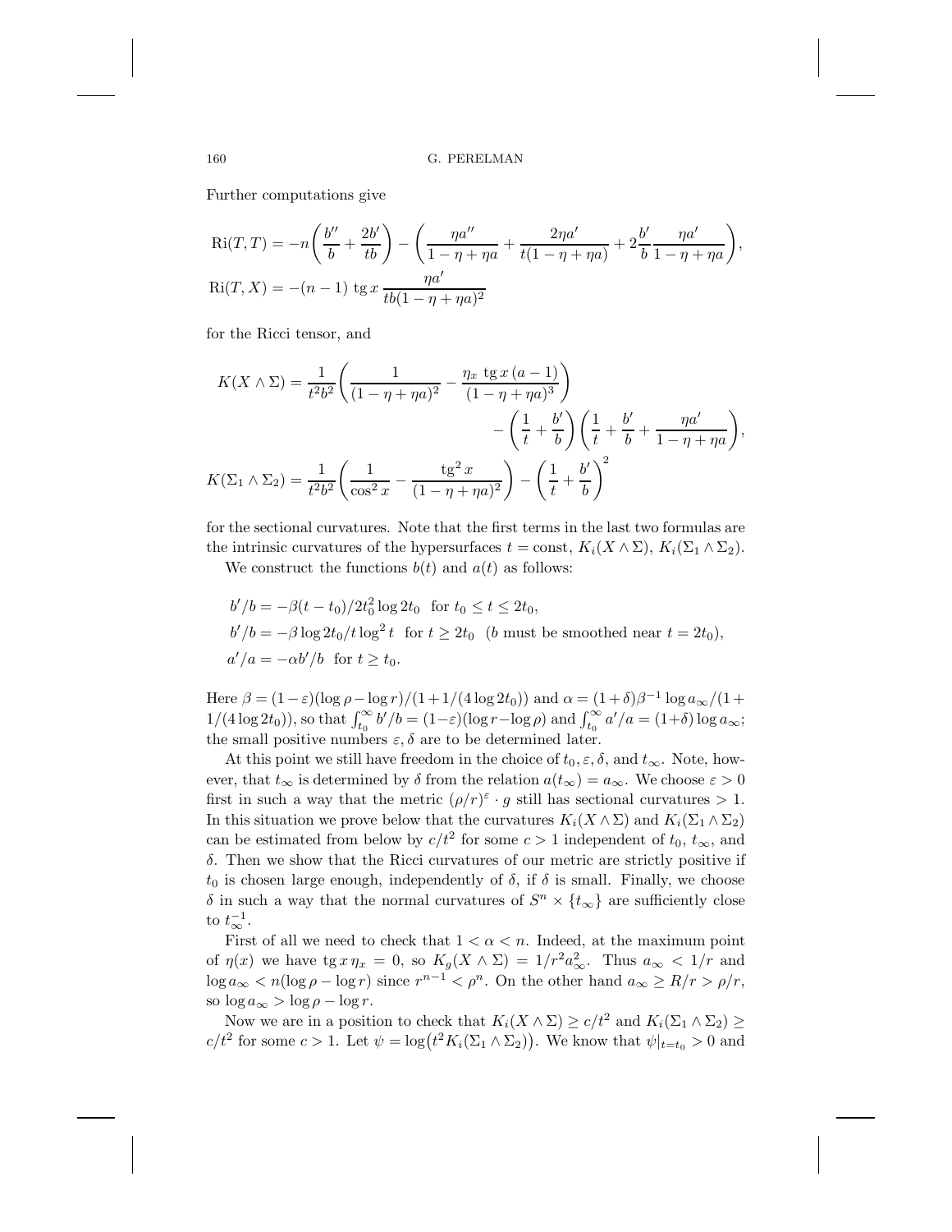Further computations give

$$\mathrm{Ri}(T,T) = -n\left(\frac{b''}{b} + \frac{2b'}{tb}\right) - \left(\frac{\eta a''}{1-\eta+\eta a} + \frac{2\eta a'}{t(1-\eta+\eta a)} + 2\frac{b'}{b}\frac{\eta a'}{1-\eta+\eta a}\right),$$

$$\mathrm{Ri}(T,X) = -(n-1)\ \mathrm{tg}\, x\, \frac{\eta a'}{tb(1-\eta+\eta a)^2}$$

for the Ricci tensor, and

$$K(X\wedge\Sigma) = \frac{1}{t^2b^2}\left(\frac{1}{(1-\eta+\eta a)^2} - \frac{\eta_x\ \mathrm{tg}\, x\,(a-1)}{(1-\eta+\eta a)^3}\right) - \left(\frac{1}{t}+\frac{b'}{b}\right)\left(\frac{1}{t}+\frac{b'}{b}+\frac{\eta a'}{1-\eta+\eta a}\right),$$

$$K(\Sigma_1\wedge\Sigma_2) = \frac{1}{t^2b^2}\left(\frac{1}{\cos^2 x} - \frac{\mathrm{tg}^2\, x}{(1-\eta+\eta a)^2}\right) - \left(\frac{1}{t}+\frac{b'}{b}\right)^2$$

for the sectional curvatures. Note that the first terms in the last two formulas are the intrinsic curvatures of the hypersurfaces $t = \text{const}$, $K_i(X\wedge\Sigma)$, $K_i(\Sigma_1\wedge\Sigma_2)$.

We construct the functions $b(t)$ and $a(t)$ as follows:

$b'/b = -\beta(t-t_0)/2t_0^2\log 2t_0$ for $t_0 \le t \le 2t_0$,

$b'/b = -\beta\log 2t_0/t\log^2 t$ for $t \ge 2t_0$ ($b$ must be smoothed near $t = 2t_0$),

$a'/a = -\alpha b'/b$ for $t \ge t_0$.

Here $\beta = (1-\varepsilon)(\log\rho - \log r)/(1+1/(4\log 2t_0))$ and $\alpha = (1+\delta)\beta^{-1}\log a_\infty/(1+1/(4\log 2t_0))$, so that $\int_{t_0}^\infty b'/b = (1-\varepsilon)(\log r - \log\rho)$ and $\int_{t_0}^\infty a'/a = (1+\delta)\log a_\infty$; the small positive numbers $\varepsilon, \delta$ are to be determined later.

At this point we still have freedom in the choice of $t_0, \varepsilon, \delta$, and $t_\infty$. Note, however, that $t_\infty$ is determined by $\delta$ from the relation $a(t_\infty) = a_\infty$. We choose $\varepsilon > 0$ first in such a way that the metric $(\rho/r)^\varepsilon \cdot g$ still has sectional curvatures $> 1$. In this situation we prove below that the curvatures $K_i(X\wedge\Sigma)$ and $K_i(\Sigma_1\wedge\Sigma_2)$ can be estimated from below by $c/t^2$ for some $c > 1$ independent of $t_0$, $t_\infty$, and $\delta$. Then we show that the Ricci curvatures of our metric are strictly positive if $t_0$ is chosen large enough, independently of $\delta$, if $\delta$ is small. Finally, we choose $\delta$ in such a way that the normal curvatures of $S^n \times \{t_\infty\}$ are sufficiently close to $t_\infty^{-1}$.

First of all we need to check that $1 < \alpha < n$. Indeed, at the maximum point of $\eta(x)$ we have $\mathrm{tg}\, x\, \eta_x = 0$, so $K_g(X\wedge\Sigma) = 1/r^2a_\infty^2$. Thus $a_\infty < 1/r$ and $\log a_\infty < n(\log\rho - \log r)$ since $r^{n-1} < \rho^n$. On the other hand $a_\infty \ge R/r > \rho/r$, so $\log a_\infty > \log\rho - \log r$.

Now we are in a position to check that $K_i(X\wedge\Sigma) \ge c/t^2$ and $K_i(\Sigma_1\wedge\Sigma_2) \ge c/t^2$ for some $c > 1$. Let $\psi = \log\bigl(t^2K_i(\Sigma_1\wedge\Sigma_2)\bigr)$. We know that $\psi|_{t=t_0} > 0$ and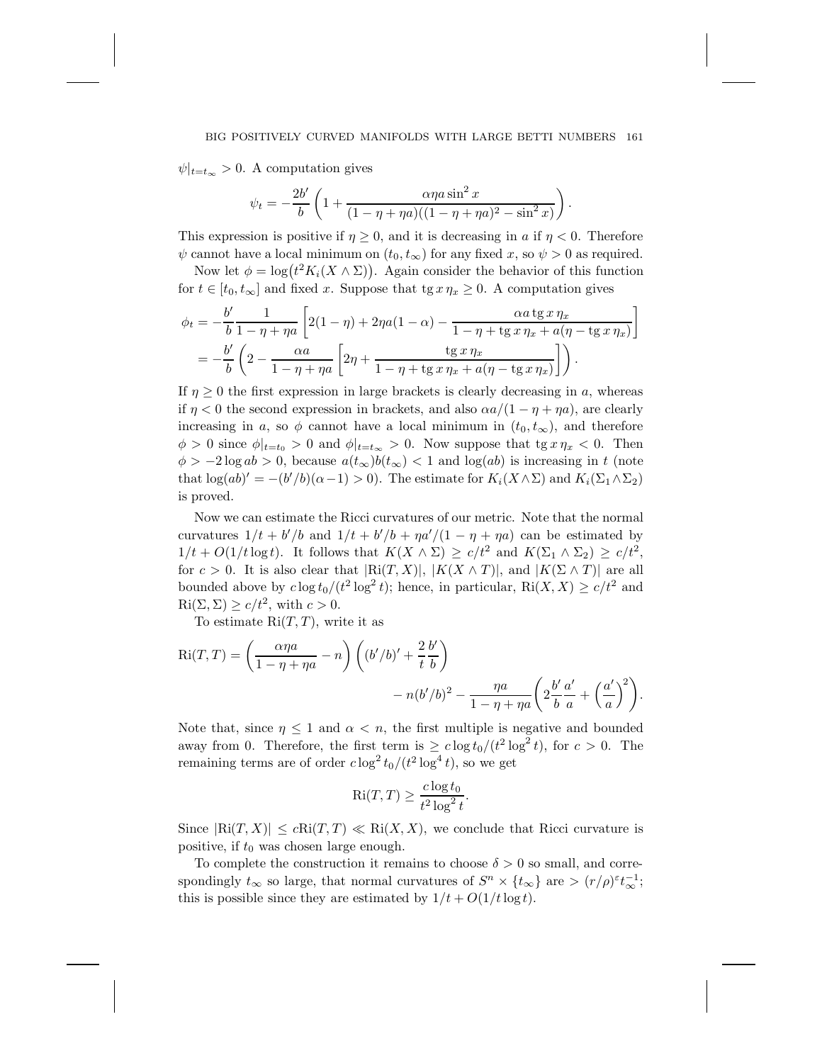$\psi|_{t=t_\infty} > 0$. A computation gives

$$\psi_t = -\frac{2b'}{b}\left(1 + \frac{\alpha\eta a \sin^2 x}{(1-\eta+\eta a)((1-\eta+\eta a)^2 - \sin^2 x)}\right).$$

This expression is positive if $\eta \geq 0$, and it is decreasing in $a$ if $\eta < 0$. Therefore $\psi$ cannot have a local minimum on $(t_0, t_\infty)$ for any fixed $x$, so $\psi > 0$ as required.

Now let $\phi = \log\bigl(t^2 K_i(X \wedge \Sigma)\bigr)$. Again consider the behavior of this function for $t \in [t_0, t_\infty]$ and fixed $x$. Suppose that $\operatorname{tg} x\, \eta_x \geq 0$. A computation gives

$$\begin{aligned}
\phi_t &= -\frac{b'}{b}\frac{1}{1-\eta+\eta a}\left[2(1-\eta) + 2\eta a(1-\alpha) - \frac{\alpha a \operatorname{tg} x\, \eta_x}{1-\eta+\operatorname{tg} x\, \eta_x + a(\eta - \operatorname{tg} x\, \eta_x)}\right] \\
&= -\frac{b'}{b}\left(2 - \frac{\alpha a}{1-\eta+\eta a}\left[2\eta + \frac{\operatorname{tg} x\, \eta_x}{1-\eta+\operatorname{tg} x\, \eta_x + a(\eta - \operatorname{tg} x\, \eta_x)}\right]\right).
\end{aligned}$$

If $\eta \geq 0$ the first expression in large brackets is clearly decreasing in $a$, whereas if $\eta < 0$ the second expression in brackets, and also $\alpha a/(1-\eta+\eta a)$, are clearly increasing in $a$, so $\phi$ cannot have a local minimum in $(t_0, t_\infty)$, and therefore $\phi > 0$ since $\phi|_{t=t_0} > 0$ and $\phi|_{t=t_\infty} > 0$. Now suppose that $\operatorname{tg} x\, \eta_x < 0$. Then $\phi > -2\log ab > 0$, because $a(t_\infty)b(t_\infty) < 1$ and $\log(ab)$ is increasing in $t$ (note that $\log(ab)' = -(b'/b)(\alpha - 1) > 0$). The estimate for $K_i(X \wedge \Sigma)$ and $K_i(\Sigma_1 \wedge \Sigma_2)$ is proved.

Now we can estimate the Ricci curvatures of our metric. Note that the normal curvatures $1/t + b'/b$ and $1/t + b'/b + \eta a'/(1-\eta+\eta a)$ can be estimated by $1/t + O(1/t\log t)$. It follows that $K(X \wedge \Sigma) \geq c/t^2$ and $K(\Sigma_1 \wedge \Sigma_2) \geq c/t^2$, for $c > 0$. It is also clear that $|\mathrm{Ri}(T, X)|$, $|K(X \wedge T)|$, and $|K(\Sigma \wedge T)|$ are all bounded above by $c\log t_0/(t^2\log^2 t)$; hence, in particular, $\mathrm{Ri}(X, X) \geq c/t^2$ and $\mathrm{Ri}(\Sigma, \Sigma) \geq c/t^2$, with $c > 0$.

To estimate $\mathrm{Ri}(T, T)$, write it as

$$\mathrm{Ri}(T,T) = \left(\frac{\alpha\eta a}{1-\eta+\eta a} - n\right)\left((b'/b)' + \frac{2}{t}\frac{b'}{b}\right) - n(b'/b)^2 - \frac{\eta a}{1-\eta+\eta a}\left(2\frac{b'}{b}\frac{a'}{a} + \left(\frac{a'}{a}\right)^2\right).$$

Note that, since $\eta \leq 1$ and $\alpha < n$, the first multiple is negative and bounded away from 0. Therefore, the first term is $\geq c\log t_0/(t^2\log^2 t)$, for $c > 0$. The remaining terms are of order $c\log^2 t_0/(t^2\log^4 t)$, so we get

$$\mathrm{Ri}(T,T) \geq \frac{c\log t_0}{t^2\log^2 t}.$$

Since $|\mathrm{Ri}(T, X)| \leq c\mathrm{Ri}(T, T) \ll \mathrm{Ri}(X, X)$, we conclude that Ricci curvature is positive, if $t_0$ was chosen large enough.

To complete the construction it remains to choose $\delta > 0$ so small, and correspondingly $t_\infty$ so large, that normal curvatures of $S^n \times \{t_\infty\}$ are $> (r/\rho)^\varepsilon t_\infty^{-1}$; this is possible since they are estimated by $1/t + O(1/t\log t)$.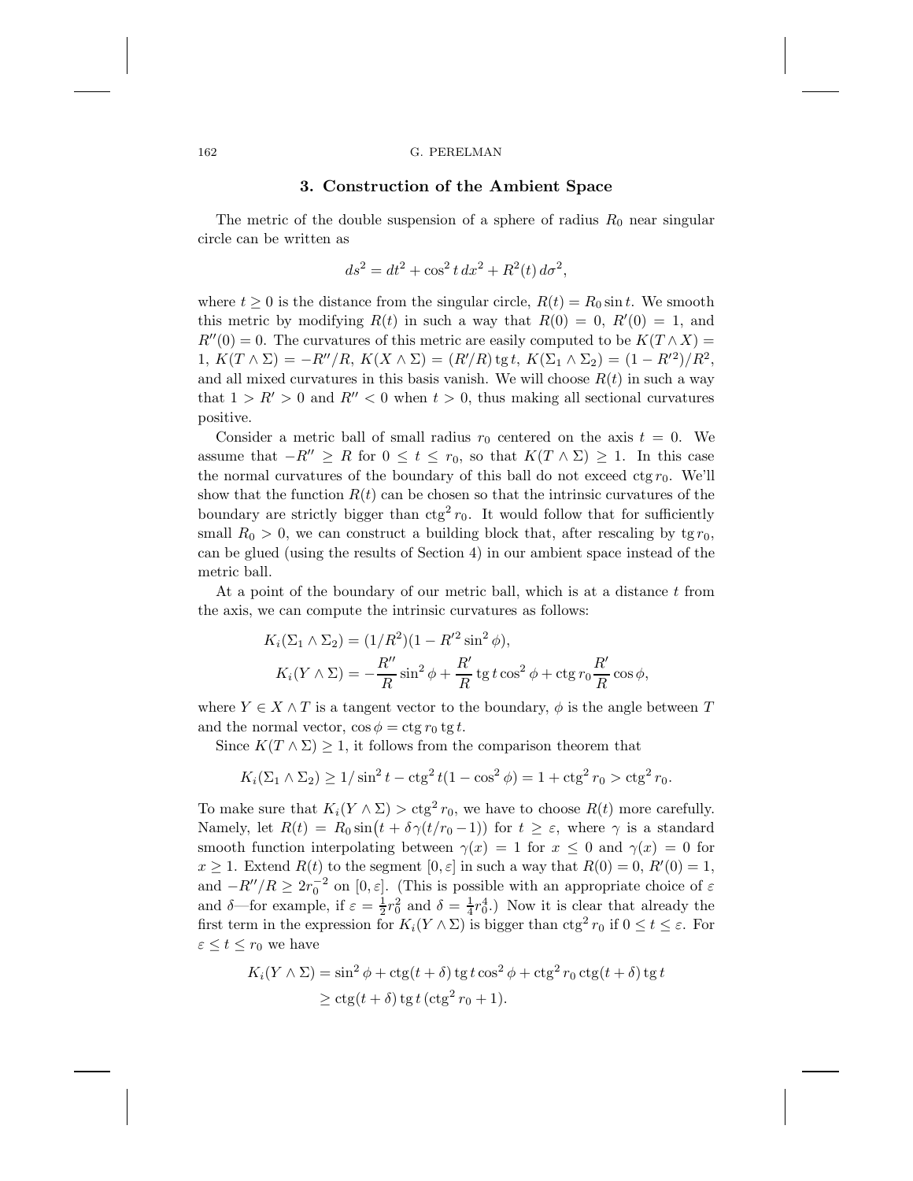### 3. Construction of the Ambient Space

The metric of the double suspension of a sphere of radius $R_0$ near singular circle can be written as

$$ds^2 = dt^2 + \cos^2 t\, dx^2 + R^2(t)\, d\sigma^2,$$

where $t \geq 0$ is the distance from the singular circle, $R(t) = R_0 \sin t$. We smooth this metric by modifying $R(t)$ in such a way that $R(0) = 0$, $R'(0) = 1$, and $R''(0) = 0$. The curvatures of this metric are easily computed to be $K(T \wedge X) = 1$, $K(T \wedge \Sigma) = -R''/R$, $K(X \wedge \Sigma) = (R'/R)\operatorname{tg} t$, $K(\Sigma_1 \wedge \Sigma_2) = (1 - R'^2)/R^2$, and all mixed curvatures in this basis vanish. We will choose $R(t)$ in such a way that $1 > R' > 0$ and $R'' < 0$ when $t > 0$, thus making all sectional curvatures positive.

Consider a metric ball of small radius $r_0$ centered on the axis $t = 0$. We assume that $-R'' \geq R$ for $0 \leq t \leq r_0$, so that $K(T \wedge \Sigma) \geq 1$. In this case the normal curvatures of the boundary of this ball do not exceed $\operatorname{ctg} r_0$. We'll show that the function $R(t)$ can be chosen so that the intrinsic curvatures of the boundary are strictly bigger than $\operatorname{ctg}^2 r_0$. It would follow that for sufficiently small $R_0 > 0$, we can construct a building block that, after rescaling by $\operatorname{tg} r_0$, can be glued (using the results of Section 4) in our ambient space instead of the metric ball.

At a point of the boundary of our metric ball, which is at a distance $t$ from the axis, we can compute the intrinsic curvatures as follows:

$$K_i(\Sigma_1 \wedge \Sigma_2) = (1/R^2)(1 - R'^2 \sin^2 \phi),$$

$$K_i(Y \wedge \Sigma) = -\frac{R''}{R}\sin^2 \phi + \frac{R'}{R}\operatorname{tg} t \cos^2 \phi + \operatorname{ctg} r_0 \frac{R'}{R}\cos \phi,$$

where $Y \in X \wedge T$ is a tangent vector to the boundary, $\phi$ is the angle between $T$ and the normal vector, $\cos \phi = \operatorname{ctg} r_0 \operatorname{tg} t$.

Since $K(T \wedge \Sigma) \geq 1$, it follows from the comparison theorem that

$$K_i(\Sigma_1 \wedge \Sigma_2) \geq 1/\sin^2 t - \operatorname{ctg}^2 t(1 - \cos^2 \phi) = 1 + \operatorname{ctg}^2 r_0 > \operatorname{ctg}^2 r_0.$$

To make sure that $K_i(Y \wedge \Sigma) > \operatorname{ctg}^2 r_0$, we have to choose $R(t)$ more carefully. Namely, let $R(t) = R_0 \sin\big(t + \delta\gamma(t/r_0 - 1)\big)$ for $t \geq \varepsilon$, where $\gamma$ is a standard smooth function interpolating between $\gamma(x) = 1$ for $x \leq 0$ and $\gamma(x) = 0$ for $x \geq 1$. Extend $R(t)$ to the segment $[0, \varepsilon]$ in such a way that $R(0) = 0$, $R'(0) = 1$, and $-R''/R \geq 2r_0^{-2}$ on $[0, \varepsilon]$. (This is possible with an appropriate choice of $\varepsilon$ and $\delta$—for example, if $\varepsilon = \frac{1}{2}r_0^2$ and $\delta = \frac{1}{4}r_0^4$.) Now it is clear that already the first term in the expression for $K_i(Y \wedge \Sigma)$ is bigger than $\operatorname{ctg}^2 r_0$ if $0 \leq t \leq \varepsilon$. For $\varepsilon \leq t \leq r_0$ we have

$$\begin{aligned} K_i(Y \wedge \Sigma) &= \sin^2 \phi + \operatorname{ctg}(t + \delta)\operatorname{tg} t \cos^2 \phi + \operatorname{ctg}^2 r_0 \operatorname{ctg}(t + \delta)\operatorname{tg} t \\ &\geq \operatorname{ctg}(t + \delta)\operatorname{tg} t\,(\operatorname{ctg}^2 r_0 + 1). \end{aligned}$$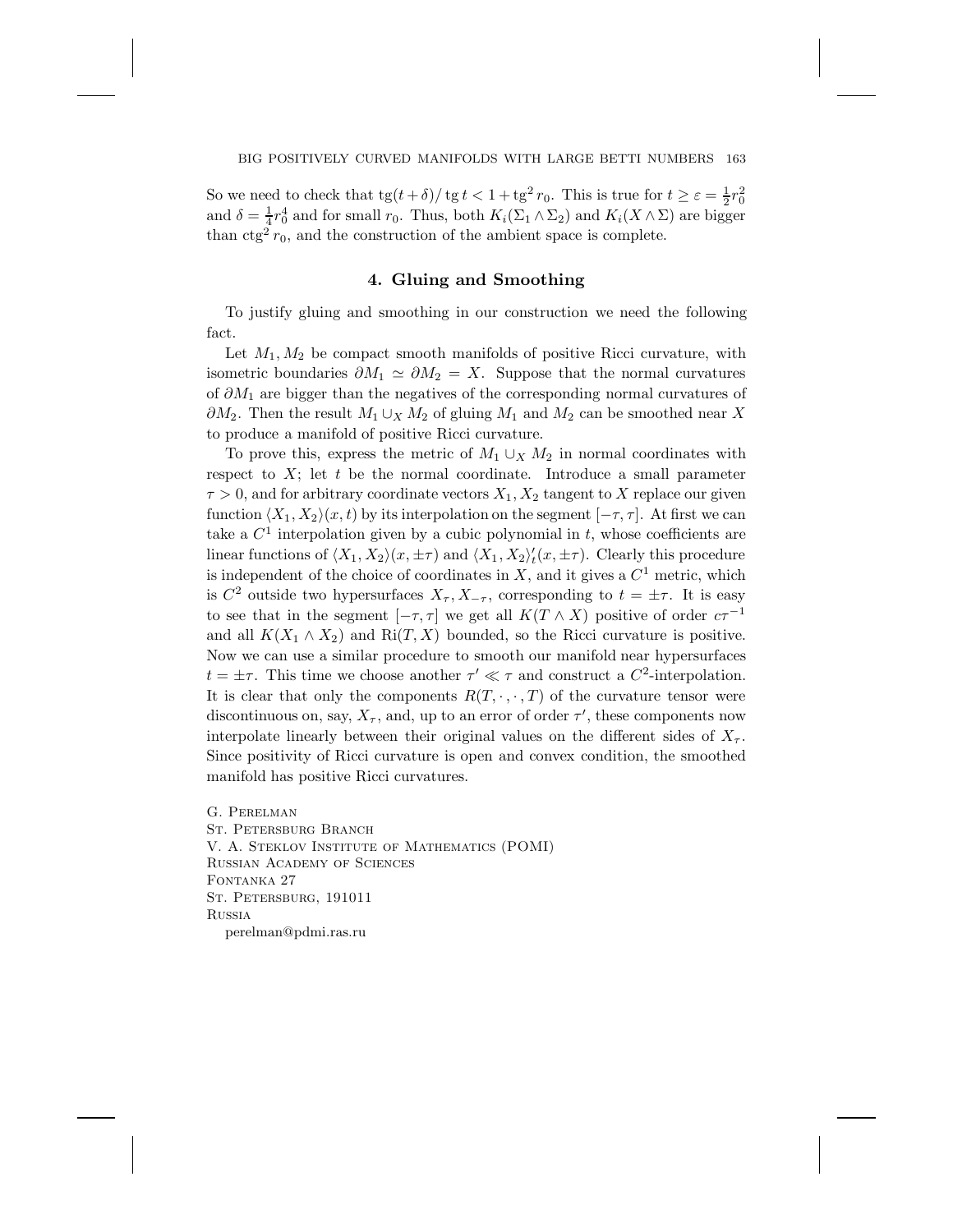So we need to check that $\operatorname{tg}(t+\delta)/\operatorname{tg} t < 1 + \operatorname{tg}^2 r_0$. This is true for $t \geq \varepsilon = \frac{1}{2}r_0^2$ and $\delta = \frac{1}{4}r_0^4$ and for small $r_0$. Thus, both $K_i(\Sigma_1 \wedge \Sigma_2)$ and $K_i(X \wedge \Sigma)$ are bigger than $\operatorname{ctg}^2 r_0$, and the construction of the ambient space is complete.

## 4. Gluing and Smoothing

To justify gluing and smoothing in our construction we need the following fact.

Let $M_1, M_2$ be compact smooth manifolds of positive Ricci curvature, with isometric boundaries $\partial M_1 \simeq \partial M_2 = X$. Suppose that the normal curvatures of $\partial M_1$ are bigger than the negatives of the corresponding normal curvatures of $\partial M_2$. Then the result $M_1 \cup_X M_2$ of gluing $M_1$ and $M_2$ can be smoothed near $X$ to produce a manifold of positive Ricci curvature.

To prove this, express the metric of $M_1 \cup_X M_2$ in normal coordinates with respect to $X$; let $t$ be the normal coordinate. Introduce a small parameter $\tau > 0$, and for arbitrary coordinate vectors $X_1, X_2$ tangent to $X$ replace our given function $\langle X_1, X_2 \rangle(x,t)$ by its interpolation on the segment $[-\tau, \tau]$. At first we can take a $C^1$ interpolation given by a cubic polynomial in $t$, whose coefficients are linear functions of $\langle X_1, X_2 \rangle(x, \pm\tau)$ and $\langle X_1, X_2 \rangle_t'(x, \pm\tau)$. Clearly this procedure is independent of the choice of coordinates in $X$, and it gives a $C^1$ metric, which is $C^2$ outside two hypersurfaces $X_\tau, X_{-\tau}$, corresponding to $t = \pm\tau$. It is easy to see that in the segment $[-\tau, \tau]$ we get all $K(T \wedge X)$ positive of order $c\tau^{-1}$ and all $K(X_1 \wedge X_2)$ and $\operatorname{Ri}(T, X)$ bounded, so the Ricci curvature is positive. Now we can use a similar procedure to smooth our manifold near hypersurfaces $t = \pm\tau$. This time we choose another $\tau' \ll \tau$ and construct a $C^2$-interpolation. It is clear that only the components $R(T, \cdot, \cdot, T)$ of the curvature tensor were discontinuous on, say, $X_\tau$, and, up to an error of order $\tau'$, these components now interpolate linearly between their original values on the different sides of $X_\tau$. Since positivity of Ricci curvature is open and convex condition, the smoothed manifold has positive Ricci curvatures.

G. Perelman
St. Petersburg Branch
V. A. Steklov Institute of Mathematics (POMI)
Russian Academy of Sciences
Fontanka 27
St. Petersburg, 191011
Russia
perelman@pdmi.ras.ru